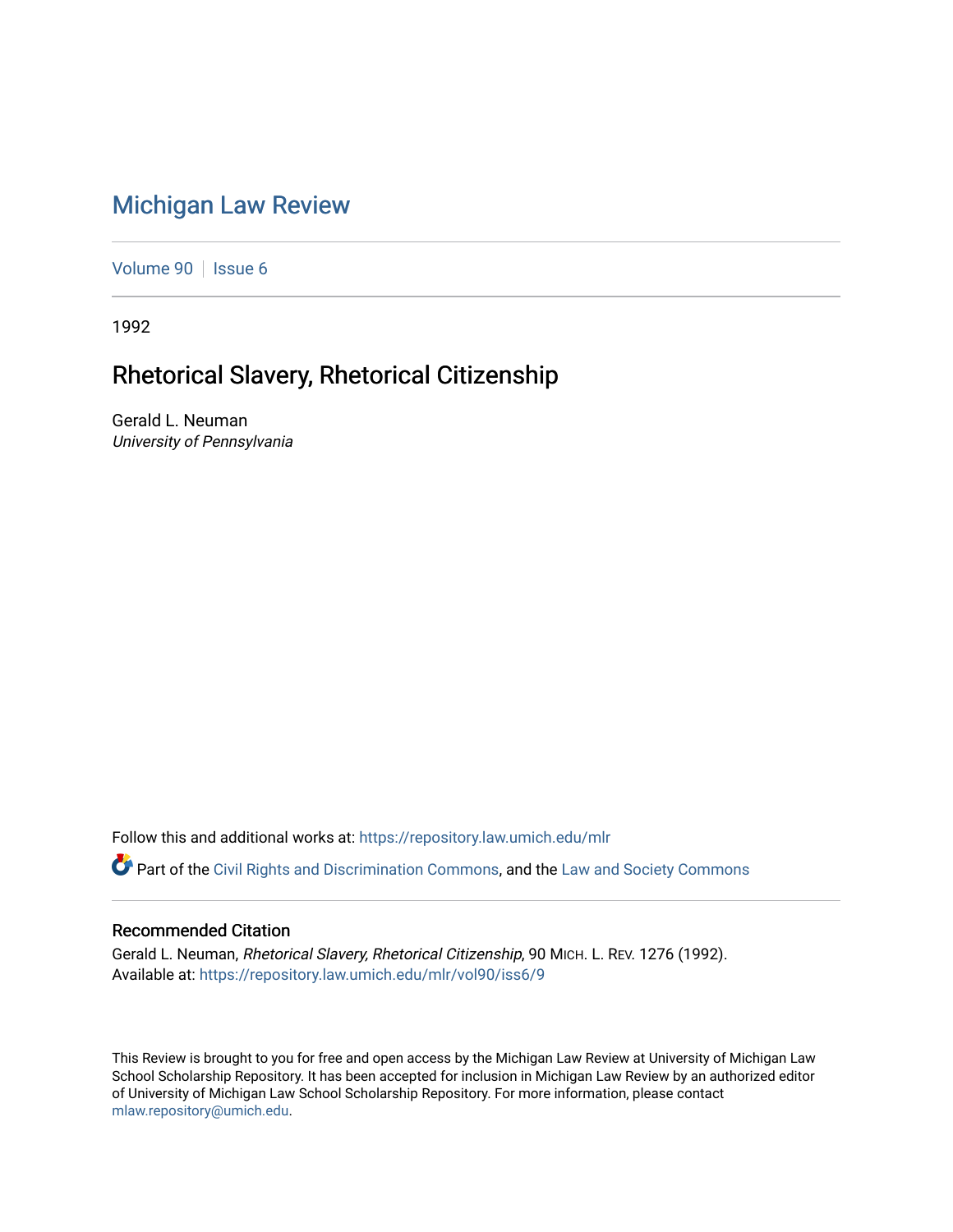# Michigan Law Review

Volume 90 | Issue 6

1992

## Rhetorical Slavery, Rhetorical Citizenship

Gerald L. Neuman
*University of Pennsylvania*

Follow this and additional works at: https://repository.law.umich.edu/mlr

Part of the Civil Rights and Discrimination Commons, and the Law and Society Commons

### Recommended Citation

Gerald L. Neuman, *Rhetorical Slavery, Rhetorical Citizenship*, 90 MICH. L. REV. 1276 (1992).
Available at: https://repository.law.umich.edu/mlr/vol90/iss6/9

This Review is brought to you for free and open access by the Michigan Law Review at University of Michigan Law School Scholarship Repository. It has been accepted for inclusion in Michigan Law Review by an authorized editor of University of Michigan Law School Scholarship Repository. For more information, please contact mlaw.repository@umich.edu.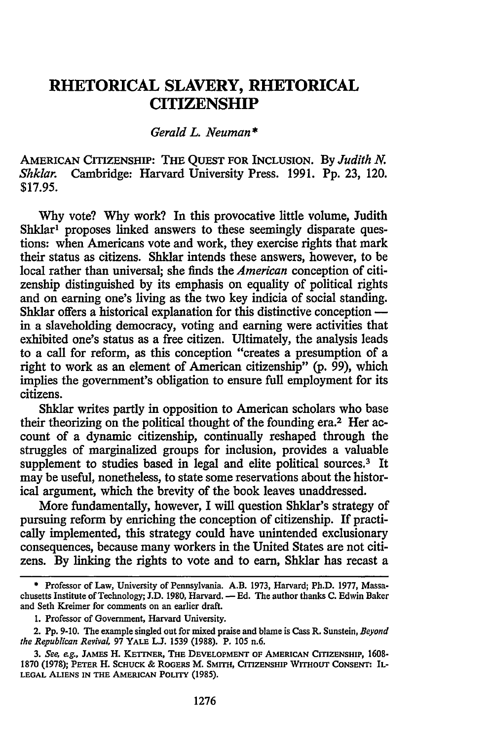# RHETORICAL SLAVERY, RHETORICAL CITIZENSHIP

*Gerald L. Neuman**

AMERICAN CITIZENSHIP: THE QUEST FOR INCLUSION. By *Judith N. Shklar*. Cambridge: Harvard University Press. 1991. Pp. 23, 120. $17.95.

Why vote? Why work? In this provocative little volume, Judith Shklar[1] proposes linked answers to these seemingly disparate questions: when Americans vote and work, they exercise rights that mark their status as citizens. Shklar intends these answers, however, to be local rather than universal; she finds the *American* conception of citizenship distinguished by its emphasis on equality of political rights and on earning one's living as the two key indicia of social standing. Shklar offers a historical explanation for this distinctive conception — in a slaveholding democracy, voting and earning were activities that exhibited one's status as a free citizen. Ultimately, the analysis leads to a call for reform, as this conception "creates a presumption of a right to work as an element of American citizenship" (p. 99), which implies the government's obligation to ensure full employment for its citizens.

Shklar writes partly in opposition to American scholars who base their theorizing on the political thought of the founding era.[2] Her account of a dynamic citizenship, continually reshaped through the struggles of marginalized groups for inclusion, provides a valuable supplement to studies based in legal and elite political sources.[3] It may be useful, nonetheless, to state some reservations about the historical argument, which the brevity of the book leaves unaddressed.

More fundamentally, however, I will question Shklar's strategy of pursuing reform by enriching the conception of citizenship. If practically implemented, this strategy could have unintended exclusionary consequences, because many workers in the United States are not citizens. By linking the rights to vote and to earn, Shklar has recast a

---

\* Professor of Law, University of Pennsylvania. A.B. 1973, Harvard; Ph.D. 1977, Massachusetts Institute of Technology; J.D. 1980, Harvard. — Ed. The author thanks C. Edwin Baker and Seth Kreimer for comments on an earlier draft.

1. Professor of Government, Harvard University.

2. Pp. 9-10. The example singled out for mixed praise and blame is Cass R. Sunstein, *Beyond the Republican Revival*, 97 YALE L.J. 1539 (1988). P. 105 n.6.

3. *See, e.g.*, JAMES H. KETTNER, THE DEVELOPMENT OF AMERICAN CITIZENSHIP, 1608-1870 (1978); PETER H. SCHUCK & ROGERS M. SMITH, CITIZENSHIP WITHOUT CONSENT: ILLEGAL ALIENS IN THE AMERICAN POLITY (1985).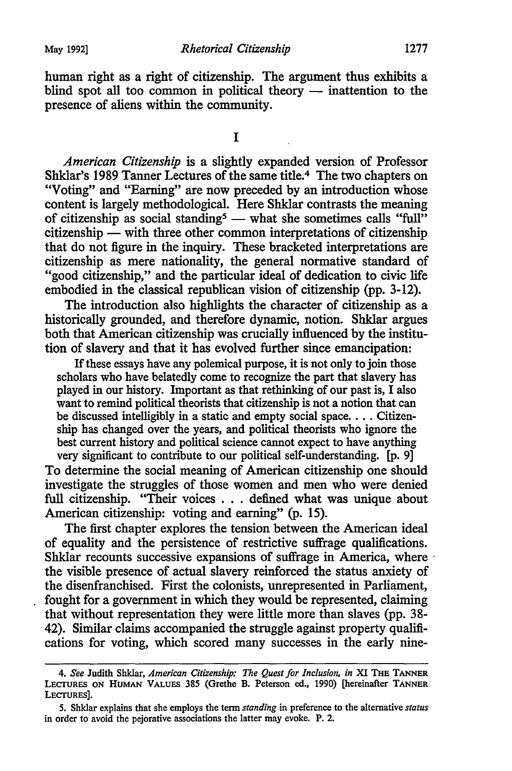human right as a right of citizenship. The argument thus exhibits a blind spot all too common in political theory — inattention to the presence of aliens within the community.

## I

*American Citizenship* is a slightly expanded version of Professor Shklar's 1989 Tanner Lectures of the same title.[4] The two chapters on "Voting" and "Earning" are now preceded by an introduction whose content is largely methodological. Here Shklar contrasts the meaning of citizenship as social standing[5] — what she sometimes calls "full" citizenship — with three other common interpretations of citizenship that do not figure in the inquiry. These bracketed interpretations are citizenship as mere nationality, the general normative standard of "good citizenship," and the particular ideal of dedication to civic life embodied in the classical republican vision of citizenship (pp. 3-12).

The introduction also highlights the character of citizenship as a historically grounded, and therefore dynamic, notion. Shklar argues both that American citizenship was crucially influenced by the institution of slavery and that it has evolved further since emancipation:

> If these essays have any polemical purpose, it is not only to join those scholars who have belatedly come to recognize the part that slavery has played in our history. Important as that rethinking of our past is, I also want to remind political theorists that citizenship is not a notion that can be discussed intelligibly in a static and empty social space. . . . Citizenship has changed over the years, and political theorists who ignore the best current history and political science cannot expect to have anything very significant to contribute to our political self-understanding. [p. 9]

To determine the social meaning of American citizenship one should investigate the struggles of those women and men who were denied full citizenship. "Their voices . . . defined what was unique about American citizenship: voting and earning" (p. 15).

The first chapter explores the tension between the American ideal of equality and the persistence of restrictive suffrage qualifications. Shklar recounts successive expansions of suffrage in America, where the visible presence of actual slavery reinforced the status anxiety of the disenfranchised. First the colonists, unrepresented in Parliament, fought for a government in which they would be represented, claiming that without representation they were little more than slaves (pp. 38-42). Similar claims accompanied the struggle against property qualifications for voting, which scored many successes in the early nine-

---

4. *See* Judith Shklar, *American Citizenship: The Quest for Inclusion*, *in* XI THE TANNER LECTURES ON HUMAN VALUES 385 (Grethe B. Peterson ed., 1990) [hereinafter TANNER LECTURES].

5. Shklar explains that she employs the term *standing* in preference to the alternative *status* in order to avoid the pejorative associations the latter may evoke. P. 2.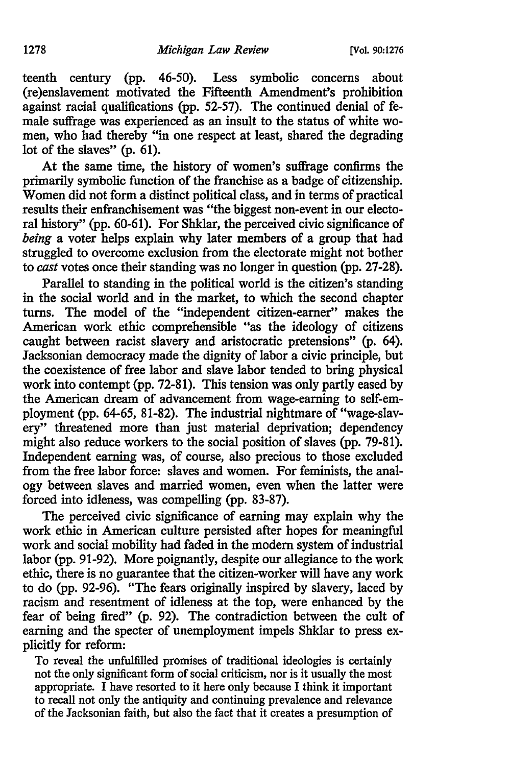teenth century (pp. 46-50). Less symbolic concerns about (re)enslavement motivated the Fifteenth Amendment's prohibition against racial qualifications (pp. 52-57). The continued denial of female suffrage was experienced as an insult to the status of white women, who had thereby "in one respect at least, shared the degrading lot of the slaves" (p. 61).

At the same time, the history of women's suffrage confirms the primarily symbolic function of the franchise as a badge of citizenship. Women did not form a distinct political class, and in terms of practical results their enfranchisement was "the biggest non-event in our electoral history" (pp. 60-61). For Shklar, the perceived civic significance of *being* a voter helps explain why later members of a group that had struggled to overcome exclusion from the electorate might not bother to *cast* votes once their standing was no longer in question (pp. 27-28).

Parallel to standing in the political world is the citizen's standing in the social world and in the market, to which the second chapter turns. The model of the "independent citizen-earner" makes the American work ethic comprehensible "as the ideology of citizens caught between racist slavery and aristocratic pretensions" (p. 64). Jacksonian democracy made the dignity of labor a civic principle, but the coexistence of free labor and slave labor tended to bring physical work into contempt (pp. 72-81). This tension was only partly eased by the American dream of advancement from wage-earning to self-employment (pp. 64-65, 81-82). The industrial nightmare of "wage-slavery" threatened more than just material deprivation; dependency might also reduce workers to the social position of slaves (pp. 79-81). Independent earning was, of course, also precious to those excluded from the free labor force: slaves and women. For feminists, the analogy between slaves and married women, even when the latter were forced into idleness, was compelling (pp. 83-87).

The perceived civic significance of earning may explain why the work ethic in American culture persisted after hopes for meaningful work and social mobility had faded in the modern system of industrial labor (pp. 91-92). More poignantly, despite our allegiance to the work ethic, there is no guarantee that the citizen-worker will have any work to do (pp. 92-96). "The fears originally inspired by slavery, laced by racism and resentment of idleness at the top, were enhanced by the fear of being fired" (p. 92). The contradiction between the cult of earning and the specter of unemployment impels Shklar to press explicitly for reform:

> To reveal the unfulfilled promises of traditional ideologies is certainly not the only significant form of social criticism, nor is it usually the most appropriate. I have resorted to it here only because I think it important to recall not only the antiquity and continuing prevalence and relevance of the Jacksonian faith, but also the fact that it creates a presumption of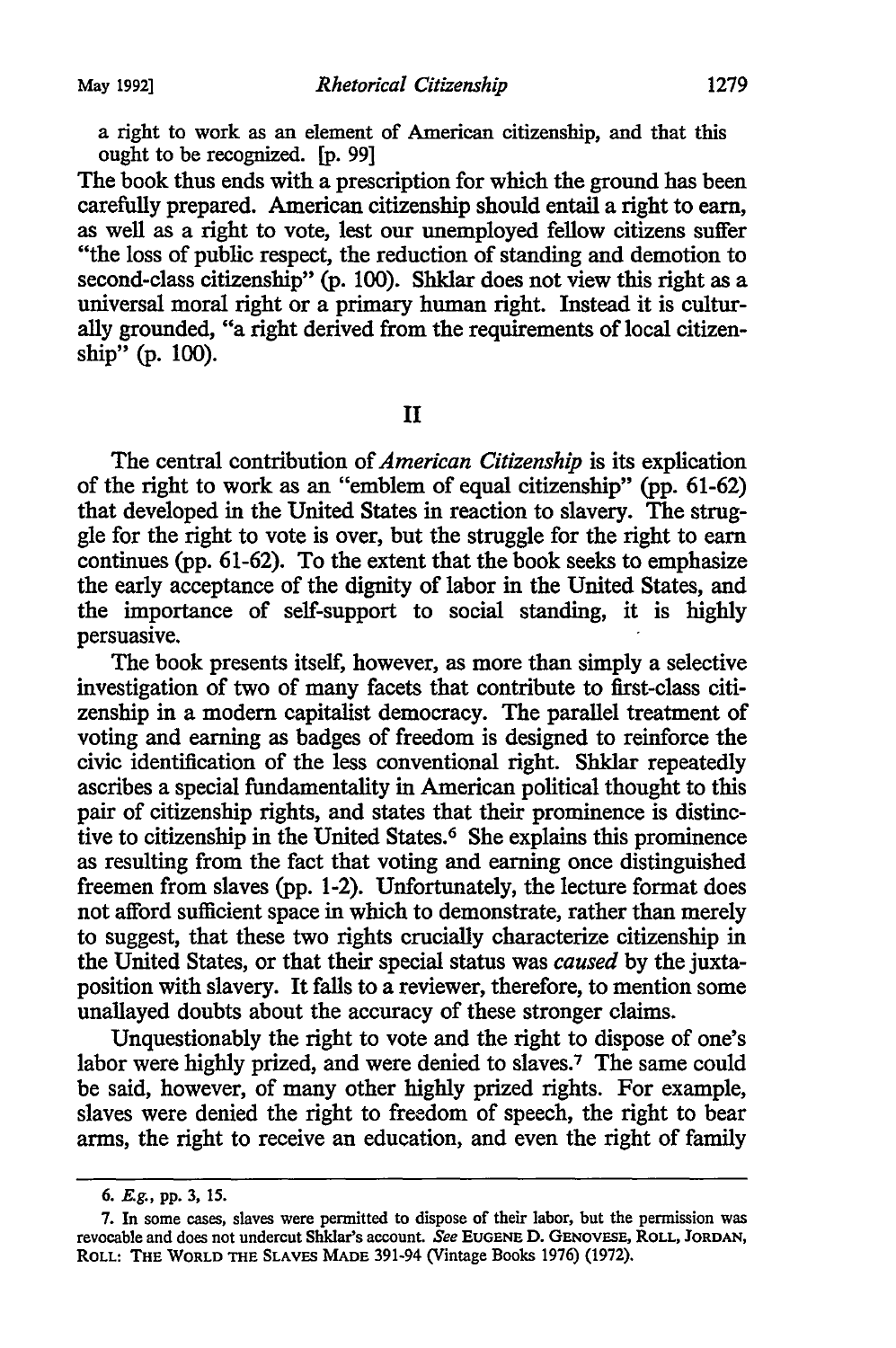a right to work as an element of American citizenship, and that this ought to be recognized. [p. 99]

The book thus ends with a prescription for which the ground has been carefully prepared. American citizenship should entail a right to earn, as well as a right to vote, lest our unemployed fellow citizens suffer "the loss of public respect, the reduction of standing and demotion to second-class citizenship" (p. 100). Shklar does not view this right as a universal moral right or a primary human right. Instead it is culturally grounded, "a right derived from the requirements of local citizenship" (p. 100).

## II

The central contribution of *American Citizenship* is its explication of the right to work as an "emblem of equal citizenship" (pp. 61-62) that developed in the United States in reaction to slavery. The struggle for the right to vote is over, but the struggle for the right to earn continues (pp. 61-62). To the extent that the book seeks to emphasize the early acceptance of the dignity of labor in the United States, and the importance of self-support to social standing, it is highly persuasive.

The book presents itself, however, as more than simply a selective investigation of two of many facets that contribute to first-class citizenship in a modern capitalist democracy. The parallel treatment of voting and earning as badges of freedom is designed to reinforce the civic identification of the less conventional right. Shklar repeatedly ascribes a special fundamentality in American political thought to this pair of citizenship rights, and states that their prominence is distinctive to citizenship in the United States.[6] She explains this prominence as resulting from the fact that voting and earning once distinguished freemen from slaves (pp. 1-2). Unfortunately, the lecture format does not afford sufficient space in which to demonstrate, rather than merely to suggest, that these two rights crucially characterize citizenship in the United States, or that their special status was *caused* by the juxtaposition with slavery. It falls to a reviewer, therefore, to mention some unallayed doubts about the accuracy of these stronger claims.

Unquestionably the right to vote and the right to dispose of one's labor were highly prized, and were denied to slaves.[7] The same could be said, however, of many other highly prized rights. For example, slaves were denied the right to freedom of speech, the right to bear arms, the right to receive an education, and even the right of family

---

6. *E.g.*, pp. 3, 15.

7. In some cases, slaves were permitted to dispose of their labor, but the permission was revocable and does not undercut Shklar's account. *See* EUGENE D. GENOVESE, ROLL, JORDAN, ROLL: THE WORLD THE SLAVES MADE 391-94 (Vintage Books 1976) (1972).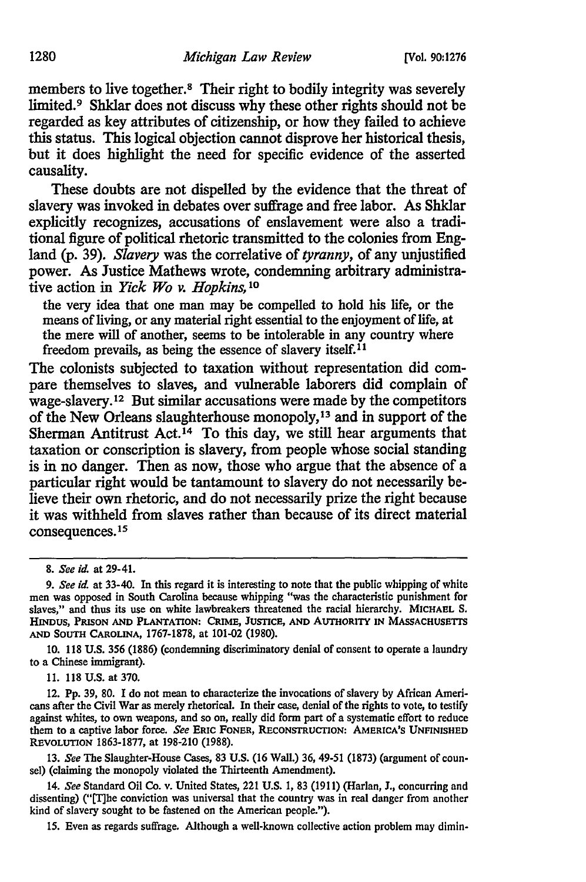members to live together.[8] Their right to bodily integrity was severely limited.[9] Shklar does not discuss why these other rights should not be regarded as key attributes of citizenship, or how they failed to achieve this status. This logical objection cannot disprove her historical thesis, but it does highlight the need for specific evidence of the asserted causality.

These doubts are not dispelled by the evidence that the threat of slavery was invoked in debates over suffrage and free labor. As Shklar explicitly recognizes, accusations of enslavement were also a traditional figure of political rhetoric transmitted to the colonies from England (p. 39). *Slavery* was the correlative of *tyranny*, of any unjustified power. As Justice Mathews wrote, condemning arbitrary administrative action in *Yick Wo v. Hopkins,*[10]

> the very idea that one man may be compelled to hold his life, or the means of living, or any material right essential to the enjoyment of life, at the mere will of another, seems to be intolerable in any country where freedom prevails, as being the essence of slavery itself.[11]

The colonists subjected to taxation without representation did compare themselves to slaves, and vulnerable laborers did complain of wage-slavery.[12] But similar accusations were made by the competitors of the New Orleans slaughterhouse monopoly,[13] and in support of the Sherman Antitrust Act.[14] To this day, we still hear arguments that taxation or conscription is slavery, from people whose social standing is in no danger. Then as now, those who argue that the absence of a particular right would be tantamount to slavery do not necessarily believe their own rhetoric, and do not necessarily prize the right because it was withheld from slaves rather than because of its direct material consequences.[15]

---

8. *See id.* at 29-41.

9. *See id.* at 33-40. In this regard it is interesting to note that the public whipping of white men was opposed in South Carolina because whipping "was the characteristic punishment for slaves," and thus its use on white lawbreakers threatened the racial hierarchy. MICHAEL S. HINDUS, PRISON AND PLANTATION: CRIME, JUSTICE, AND AUTHORITY IN MASSACHUSETTS AND SOUTH CAROLINA, 1767-1878, at 101-02 (1980).

10. 118 U.S. 356 (1886) (condemning discriminatory denial of consent to operate a laundry to a Chinese immigrant).

11. 118 U.S. at 370.

12. Pp. 39, 80. I do not mean to characterize the invocations of slavery by African Americans after the Civil War as merely rhetorical. In their case, denial of the rights to vote, to testify against whites, to own weapons, and so on, really did form part of a systematic effort to reduce them to a captive labor force. *See* ERIC FONER, RECONSTRUCTION: AMERICA'S UNFINISHED REVOLUTION 1863-1877, at 198-210 (1988).

13. *See* The Slaughter-House Cases, 83 U.S. (16 Wall.) 36, 49-51 (1873) (argument of counsel) (claiming the monopoly violated the Thirteenth Amendment).

14. *See* Standard Oil Co. v. United States, 221 U.S. 1, 83 (1911) (Harlan, J., concurring and dissenting) ("[T]he conviction was universal that the country was in real danger from another kind of slavery sought to be fastened on the American people.").

15. Even as regards suffrage. Although a well-known collective action problem may dimin-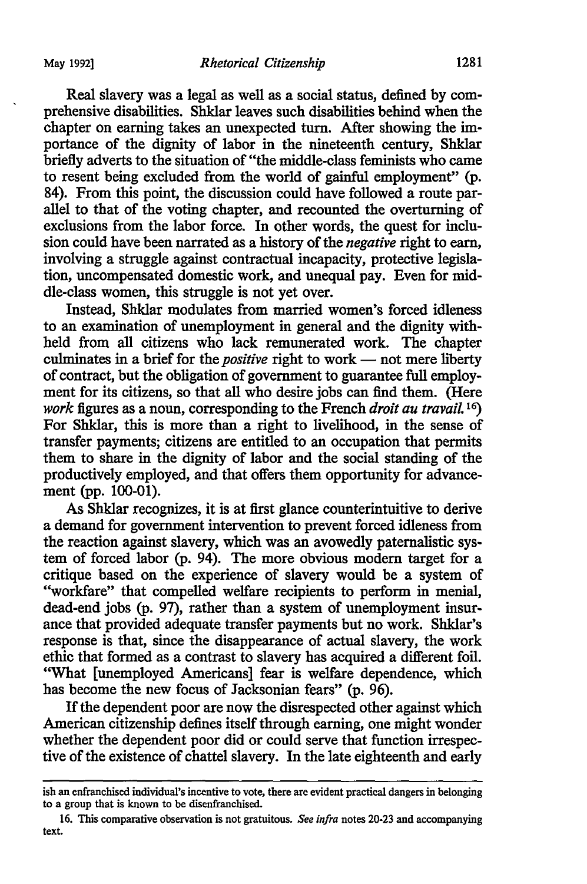Real slavery was a legal as well as a social status, defined by comprehensive disabilities. Shklar leaves such disabilities behind when the chapter on earning takes an unexpected turn. After showing the importance of the dignity of labor in the nineteenth century, Shklar briefly adverts to the situation of "the middle-class feminists who came to resent being excluded from the world of gainful employment" (p. 84). From this point, the discussion could have followed a route parallel to that of the voting chapter, and recounted the overturning of exclusions from the labor force. In other words, the quest for inclusion could have been narrated as a history of the *negative* right to earn, involving a struggle against contractual incapacity, protective legislation, uncompensated domestic work, and unequal pay. Even for middle-class women, this struggle is not yet over.

Instead, Shklar modulates from married women's forced idleness to an examination of unemployment in general and the dignity withheld from all citizens who lack remunerated work. The chapter culminates in a brief for the *positive* right to work — not mere liberty of contract, but the obligation of government to guarantee full employment for its citizens, so that all who desire jobs can find them. (Here *work* figures as a noun, corresponding to the French *droit au travail.*[16]) For Shklar, this is more than a right to livelihood, in the sense of transfer payments; citizens are entitled to an occupation that permits them to share in the dignity of labor and the social standing of the productively employed, and that offers them opportunity for advancement (pp. 100-01).

As Shklar recognizes, it is at first glance counterintuitive to derive a demand for government intervention to prevent forced idleness from the reaction against slavery, which was an avowedly paternalistic system of forced labor (p. 94). The more obvious modern target for a critique based on the experience of slavery would be a system of "workfare" that compelled welfare recipients to perform in menial, dead-end jobs (p. 97), rather than a system of unemployment insurance that provided adequate transfer payments but no work. Shklar's response is that, since the disappearance of actual slavery, the work ethic that formed as a contrast to slavery has acquired a different foil. "What [unemployed Americans] fear is welfare dependence, which has become the new focus of Jacksonian fears" (p. 96).

If the dependent poor are now the disrespected other against which American citizenship defines itself through earning, one might wonder whether the dependent poor did or could serve that function irrespective of the existence of chattel slavery. In the late eighteenth and early

---

ish an enfranchised individual's incentive to vote, there are evident practical dangers in belonging to a group that is known to be disenfranchised.

16. This comparative observation is not gratuitous. *See infra* notes 20-23 and accompanying text.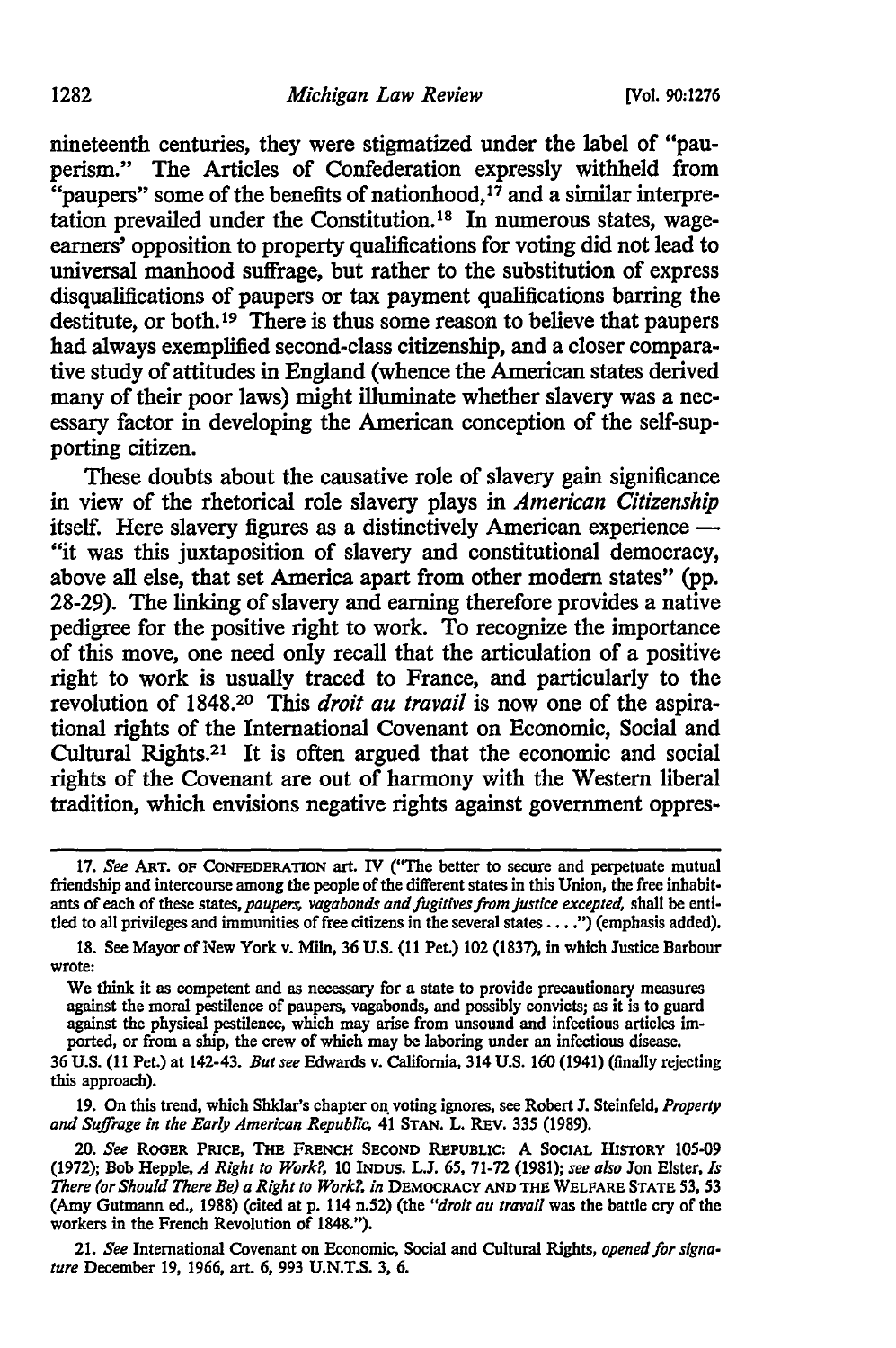nineteenth centuries, they were stigmatized under the label of "pauperism." The Articles of Confederation expressly withheld from "paupers" some of the benefits of nationhood,[17] and a similar interpretation prevailed under the Constitution.[18] In numerous states, wage-earners' opposition to property qualifications for voting did not lead to universal manhood suffrage, but rather to the substitution of express disqualifications of paupers or tax payment qualifications barring the destitute, or both.[19] There is thus some reason to believe that paupers had always exemplified second-class citizenship, and a closer comparative study of attitudes in England (whence the American states derived many of their poor laws) might illuminate whether slavery was a necessary factor in developing the American conception of the self-supporting citizen.

These doubts about the causative role of slavery gain significance in view of the rhetorical role slavery plays in *American Citizenship* itself. Here slavery figures as a distinctively American experience — "it was this juxtaposition of slavery and constitutional democracy, above all else, that set America apart from other modern states" (pp. 28-29). The linking of slavery and earning therefore provides a native pedigree for the positive right to work. To recognize the importance of this move, one need only recall that the articulation of a positive right to work is usually traced to France, and particularly to the revolution of 1848.[20] This *droit au travail* is now one of the aspirational rights of the International Covenant on Economic, Social and Cultural Rights.[21] It is often argued that the economic and social rights of the Covenant are out of harmony with the Western liberal tradition, which envisions negative rights against government oppres-

---

17. *See* ART. OF CONFEDERATION art. IV ("The better to secure and perpetuate mutual friendship and intercourse among the people of the different states in this Union, the free inhabitants of each of these states, *paupers, vagabonds and fugitives from justice excepted,* shall be entitled to all privileges and immunities of free citizens in the several states . . . .") (emphasis added).

18. See Mayor of New York v. Miln, 36 U.S. (11 Pet.) 102 (1837), in which Justice Barbour wrote:

> We think it as competent and as necessary for a state to provide precautionary measures against the moral pestilence of paupers, vagabonds, and possibly convicts; as it is to guard against the physical pestilence, which may arise from unsound and infectious articles imported, or from a ship, the crew of which may be laboring under an infectious disease.

36 U.S. (11 Pet.) at 142-43. *But see* Edwards v. California, 314 U.S. 160 (1941) (finally rejecting this approach).

19. On this trend, which Shklar's chapter on voting ignores, see Robert J. Steinfeld, *Property and Suffrage in the Early American Republic,* 41 STAN. L. REV. 335 (1989).

20. *See* ROGER PRICE, THE FRENCH SECOND REPUBLIC: A SOCIAL HISTORY 105-09 (1972); Bob Hepple, *A Right to Work?,* 10 INDUS. L.J. 65, 71-72 (1981); *see also* Jon Elster, *Is There (or Should There Be) a Right to Work?, in* DEMOCRACY AND THE WELFARE STATE 53, 53 (Amy Gutmann ed., 1988) (cited at p. 114 n.52) (the "*droit au travail* was the battle cry of the workers in the French Revolution of 1848.").

21. *See* International Covenant on Economic, Social and Cultural Rights, *opened for signature* December 19, 1966, art. 6, 993 U.N.T.S. 3, 6.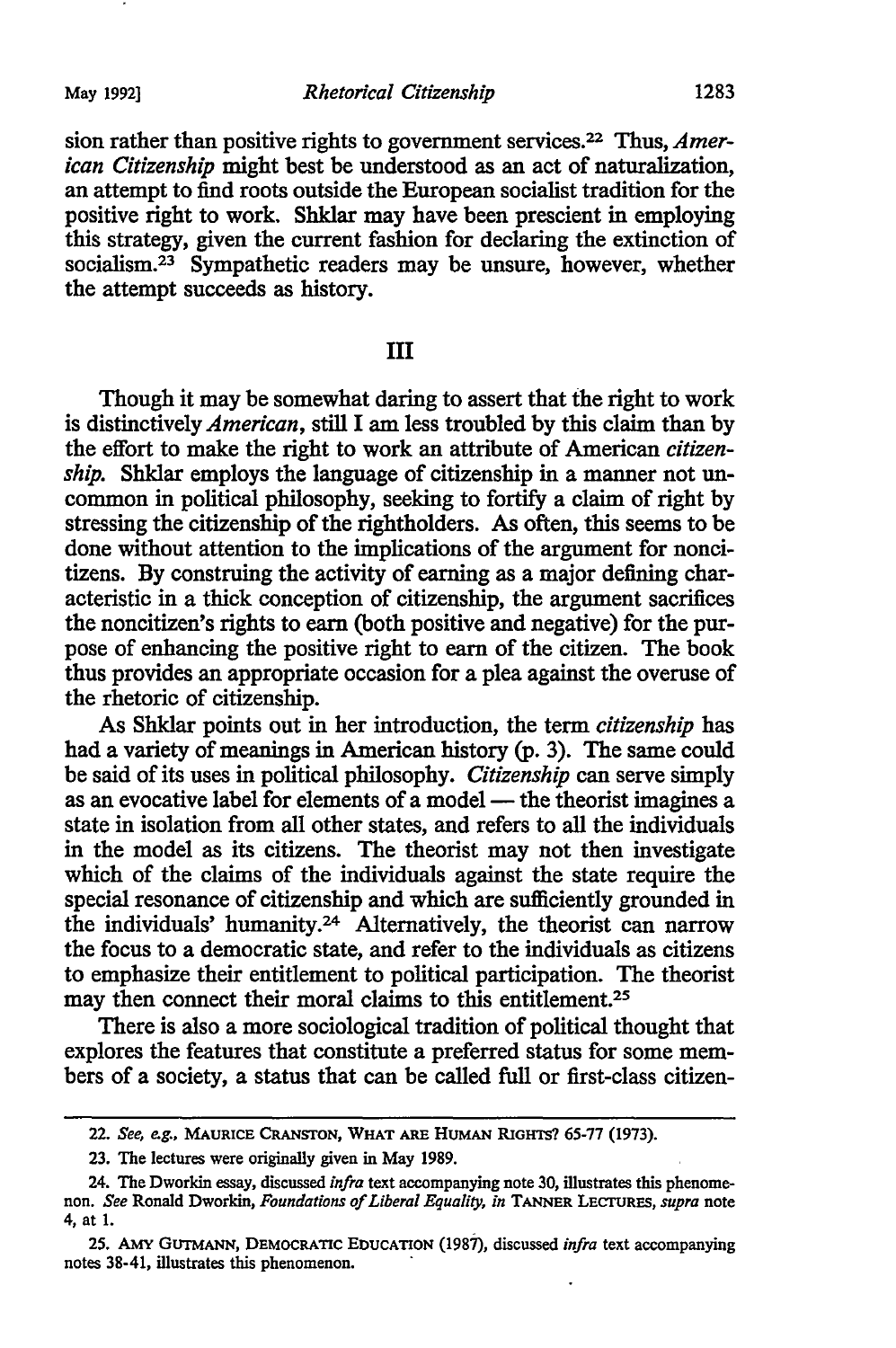sion rather than positive rights to government services.[22] Thus, *American Citizenship* might best be understood as an act of naturalization, an attempt to find roots outside the European socialist tradition for the positive right to work. Shklar may have been prescient in employing this strategy, given the current fashion for declaring the extinction of socialism.[23] Sympathetic readers may be unsure, however, whether the attempt succeeds as history.

## III

Though it may be somewhat daring to assert that the right to work is distinctively *American*, still I am less troubled by this claim than by the effort to make the right to work an attribute of American *citizenship*. Shklar employs the language of citizenship in a manner not uncommon in political philosophy, seeking to fortify a claim of right by stressing the citizenship of the rightholders. As often, this seems to be done without attention to the implications of the argument for noncitizens. By construing the activity of earning as a major defining characteristic in a thick conception of citizenship, the argument sacrifices the noncitizen's rights to earn (both positive and negative) for the purpose of enhancing the positive right to earn of the citizen. The book thus provides an appropriate occasion for a plea against the overuse of the rhetoric of citizenship.

As Shklar points out in her introduction, the term *citizenship* has had a variety of meanings in American history (p. 3). The same could be said of its uses in political philosophy. *Citizenship* can serve simply as an evocative label for elements of a model — the theorist imagines a state in isolation from all other states, and refers to all the individuals in the model as its citizens. The theorist may not then investigate which of the claims of the individuals against the state require the special resonance of citizenship and which are sufficiently grounded in the individuals' humanity.[24] Alternatively, the theorist can narrow the focus to a democratic state, and refer to the individuals as citizens to emphasize their entitlement to political participation. The theorist may then connect their moral claims to this entitlement.[25]

There is also a more sociological tradition of political thought that explores the features that constitute a preferred status for some members of a society, a status that can be called full or first-class citizen-

---

22. *See, e.g.*, MAURICE CRANSTON, WHAT ARE HUMAN RIGHTS? 65-77 (1973).

23. The lectures were originally given in May 1989.

24. The Dworkin essay, discussed *infra* text accompanying note 30, illustrates this phenomenon. *See* Ronald Dworkin, *Foundations of Liberal Equality*, *in* TANNER LECTURES, *supra* note 4, at 1.

25. AMY GUTMANN, DEMOCRATIC EDUCATION (1987), discussed *infra* text accompanying notes 38-41, illustrates this phenomenon.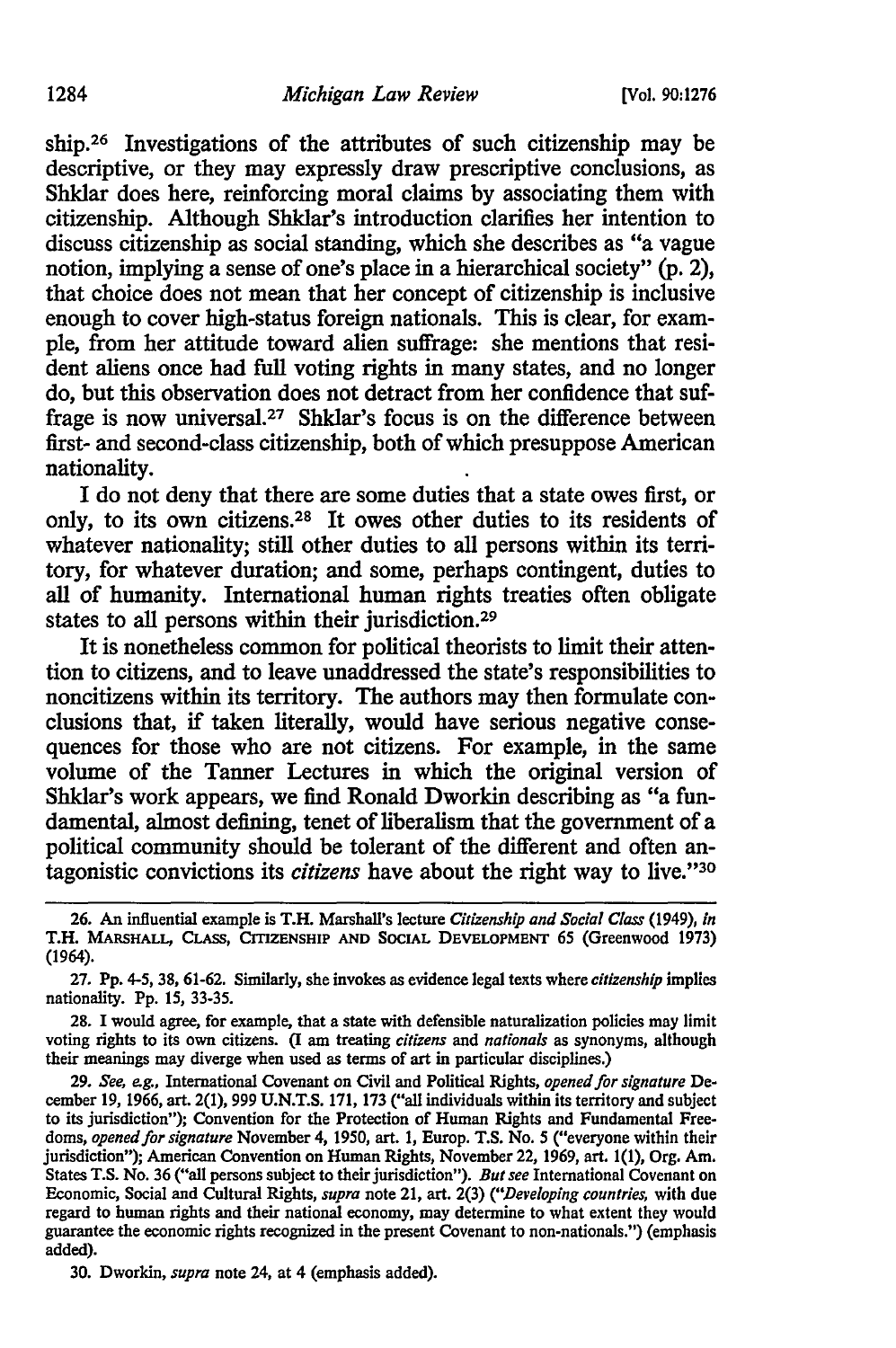ship.[26] Investigations of the attributes of such citizenship may be descriptive, or they may expressly draw prescriptive conclusions, as Shklar does here, reinforcing moral claims by associating them with citizenship. Although Shklar's introduction clarifies her intention to discuss citizenship as social standing, which she describes as "a vague notion, implying a sense of one's place in a hierarchical society" (p. 2), that choice does not mean that her concept of citizenship is inclusive enough to cover high-status foreign nationals. This is clear, for example, from her attitude toward alien suffrage: she mentions that resident aliens once had full voting rights in many states, and no longer do, but this observation does not detract from her confidence that suffrage is now universal.[27] Shklar's focus is on the difference between first- and second-class citizenship, both of which presuppose American nationality.

I do not deny that there are some duties that a state owes first, or only, to its own citizens.[28] It owes other duties to its residents of whatever nationality; still other duties to all persons within its territory, for whatever duration; and some, perhaps contingent, duties to all of humanity. International human rights treaties often obligate states to all persons within their jurisdiction.[29]

It is nonetheless common for political theorists to limit their attention to citizens, and to leave unaddressed the state's responsibilities to noncitizens within its territory. The authors may then formulate conclusions that, if taken literally, would have serious negative consequences for those who are not citizens. For example, in the same volume of the Tanner Lectures in which the original version of Shklar's work appears, we find Ronald Dworkin describing as "a fundamental, almost defining, tenet of liberalism that the government of a political community should be tolerant of the different and often antagonistic convictions its *citizens* have about the right way to live."[30]

---

26. An influential example is T.H. Marshall's lecture *Citizenship and Social Class* (1949), *in* T.H. MARSHALL, CLASS, CITIZENSHIP AND SOCIAL DEVELOPMENT 65 (Greenwood 1973) (1964).

27. Pp. 4-5, 38, 61-62. Similarly, she invokes as evidence legal texts where *citizenship* implies nationality. Pp. 15, 33-35.

28. I would agree, for example, that a state with defensible naturalization policies may limit voting rights to its own citizens. (I am treating *citizens* and *nationals* as synonyms, although their meanings may diverge when used as terms of art in particular disciplines.)

29. *See, e.g.*, International Covenant on Civil and Political Rights, *opened for signature* December 19, 1966, art. 2(1), 999 U.N.T.S. 171, 173 ("all individuals within its territory and subject to its jurisdiction"); Convention for the Protection of Human Rights and Fundamental Freedoms, *opened for signature* November 4, 1950, art. 1, Europ. T.S. No. 5 ("everyone within their jurisdiction"); American Convention on Human Rights, November 22, 1969, art. 1(1), Org. Am. States T.S. No. 36 ("all persons subject to their jurisdiction"). *But see* International Covenant on Economic, Social and Cultural Rights, *supra* note 21, art. 2(3) ("*Developing countries*, with due regard to human rights and their national economy, may determine to what extent they would guarantee the economic rights recognized in the present Covenant to non-nationals.") (emphasis added).

30. Dworkin, *supra* note 24, at 4 (emphasis added).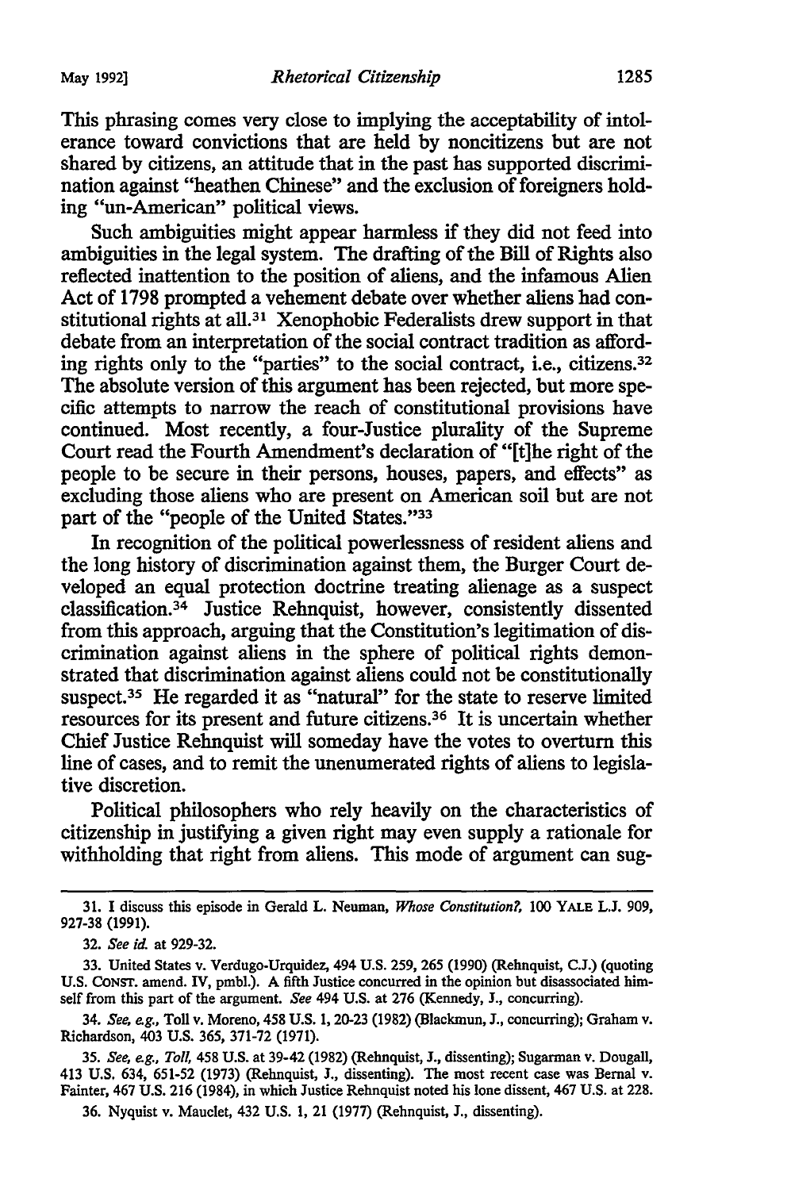This phrasing comes very close to implying the acceptability of intolerance toward convictions that are held by noncitizens but are not shared by citizens, an attitude that in the past has supported discrimination against "heathen Chinese" and the exclusion of foreigners holding "un-American" political views.

Such ambiguities might appear harmless if they did not feed into ambiguities in the legal system. The drafting of the Bill of Rights also reflected inattention to the position of aliens, and the infamous Alien Act of 1798 prompted a vehement debate over whether aliens had constitutional rights at all.[31] Xenophobic Federalists drew support in that debate from an interpretation of the social contract tradition as affording rights only to the "parties" to the social contract, i.e., citizens.[32] The absolute version of this argument has been rejected, but more specific attempts to narrow the reach of constitutional provisions have continued. Most recently, a four-Justice plurality of the Supreme Court read the Fourth Amendment's declaration of "[t]he right of the people to be secure in their persons, houses, papers, and effects" as excluding those aliens who are present on American soil but are not part of the "people of the United States."[33]

In recognition of the political powerlessness of resident aliens and the long history of discrimination against them, the Burger Court developed an equal protection doctrine treating alienage as a suspect classification.[34] Justice Rehnquist, however, consistently dissented from this approach, arguing that the Constitution's legitimation of discrimination against aliens in the sphere of political rights demonstrated that discrimination against aliens could not be constitutionally suspect.[35] He regarded it as "natural" for the state to reserve limited resources for its present and future citizens.[36] It is uncertain whether Chief Justice Rehnquist will someday have the votes to overturn this line of cases, and to remit the unenumerated rights of aliens to legislative discretion.

Political philosophers who rely heavily on the characteristics of citizenship in justifying a given right may even supply a rationale for withholding that right from aliens. This mode of argument can sug-

---

31. I discuss this episode in Gerald L. Neuman, *Whose Constitution?*, 100 YALE L.J. 909, 927-38 (1991).

32. *See id.* at 929-32.

33. United States v. Verdugo-Urquidez, 494 U.S. 259, 265 (1990) (Rehnquist, C.J.) (quoting U.S. CONST. amend. IV, pmbl.). A fifth Justice concurred in the opinion but disassociated himself from this part of the argument. *See* 494 U.S. at 276 (Kennedy, J., concurring).

34. *See, e.g.*, Toll v. Moreno, 458 U.S. 1, 20-23 (1982) (Blackmun, J., concurring); Graham v. Richardson, 403 U.S. 365, 371-72 (1971).

35. *See, e.g.*, *Toll*, 458 U.S. at 39-42 (1982) (Rehnquist, J., dissenting); Sugarman v. Dougall, 413 U.S. 634, 651-52 (1973) (Rehnquist, J., dissenting). The most recent case was Bernal v. Fainter, 467 U.S. 216 (1984), in which Justice Rehnquist noted his lone dissent, 467 U.S. at 228.

36. Nyquist v. Mauclet, 432 U.S. 1, 21 (1977) (Rehnquist, J., dissenting).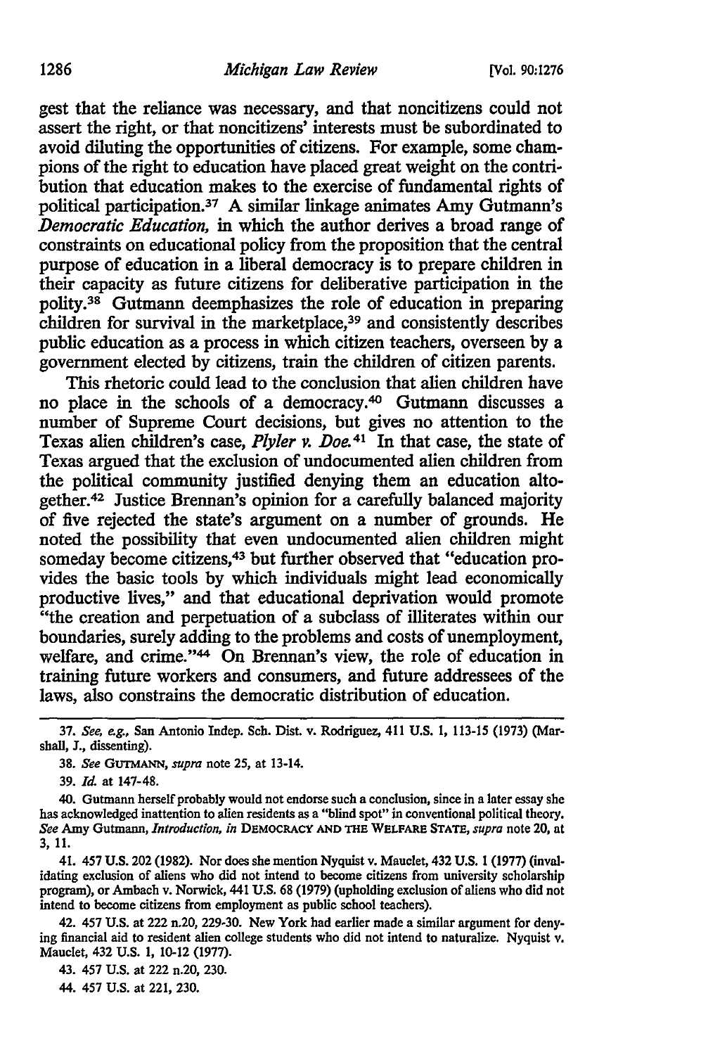gest that the reliance was necessary, and that noncitizens could not assert the right, or that noncitizens' interests must be subordinated to avoid diluting the opportunities of citizens. For example, some champions of the right to education have placed great weight on the contribution that education makes to the exercise of fundamental rights of political participation.[37] A similar linkage animates Amy Gutmann's *Democratic Education*, in which the author derives a broad range of constraints on educational policy from the proposition that the central purpose of education in a liberal democracy is to prepare children in their capacity as future citizens for deliberative participation in the polity.[38] Gutmann deemphasizes the role of education in preparing children for survival in the marketplace,[39] and consistently describes public education as a process in which citizen teachers, overseen by a government elected by citizens, train the children of citizen parents.

This rhetoric could lead to the conclusion that alien children have no place in the schools of a democracy.[40] Gutmann discusses a number of Supreme Court decisions, but gives no attention to the Texas alien children's case, *Plyler v. Doe.*[41] In that case, the state of Texas argued that the exclusion of undocumented alien children from the political community justified denying them an education altogether.[42] Justice Brennan's opinion for a carefully balanced majority of five rejected the state's argument on a number of grounds. He noted the possibility that even undocumented alien children might someday become citizens,[43] but further observed that "education provides the basic tools by which individuals might lead economically productive lives," and that educational deprivation would promote "the creation and perpetuation of a subclass of illiterates within our boundaries, surely adding to the problems and costs of unemployment, welfare, and crime."[44] On Brennan's view, the role of education in training future workers and consumers, and future addressees of the laws, also constrains the democratic distribution of education.

---

37. *See, e.g.*, San Antonio Indep. Sch. Dist. v. Rodriguez, 411 U.S. 1, 113-15 (1973) (Marshall, J., dissenting).

38. *See* GUTMANN, *supra* note 25, at 13-14.

39. *Id.* at 147-48.

40. Gutmann herself probably would not endorse such a conclusion, since in a later essay she has acknowledged inattention to alien residents as a "blind spot" in conventional political theory. *See* Amy Gutmann, *Introduction*, *in* DEMOCRACY AND THE WELFARE STATE, *supra* note 20, at 3, 11.

41. 457 U.S. 202 (1982). Nor does she mention Nyquist v. Mauclet, 432 U.S. 1 (1977) (invalidating exclusion of aliens who did not intend to become citizens from university scholarship program), or Ambach v. Norwick, 441 U.S. 68 (1979) (upholding exclusion of aliens who did not intend to become citizens from employment as public school teachers).

42. 457 U.S. at 222 n.20, 229-30. New York had earlier made a similar argument for denying financial aid to resident alien college students who did not intend to naturalize. Nyquist v. Mauclet, 432 U.S. 1, 10-12 (1977).

43. 457 U.S. at 222 n.20, 230.

44. 457 U.S. at 221, 230.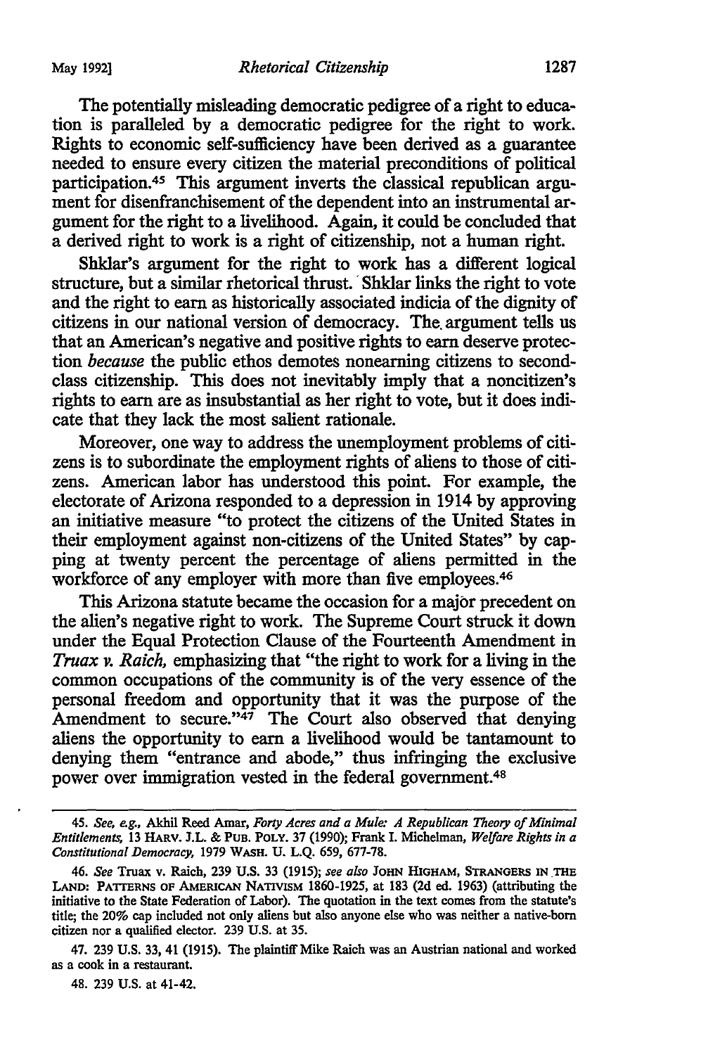The potentially misleading democratic pedigree of a right to education is paralleled by a democratic pedigree for the right to work. Rights to economic self-sufficiency have been derived as a guarantee needed to ensure every citizen the material preconditions of political participation.[45] This argument inverts the classical republican argument for disenfranchisement of the dependent into an instrumental argument for the right to a livelihood. Again, it could be concluded that a derived right to work is a right of citizenship, not a human right.

Shklar's argument for the right to work has a different logical structure, but a similar rhetorical thrust. Shklar links the right to vote and the right to earn as historically associated indicia of the dignity of citizens in our national version of democracy. The argument tells us that an American's negative and positive rights to earn deserve protection *because* the public ethos demotes nonearning citizens to second-class citizenship. This does not inevitably imply that a noncitizen's rights to earn are as insubstantial as her right to vote, but it does indicate that they lack the most salient rationale.

Moreover, one way to address the unemployment problems of citizens is to subordinate the employment rights of aliens to those of citizens. American labor has understood this point. For example, the electorate of Arizona responded to a depression in 1914 by approving an initiative measure "to protect the citizens of the United States in their employment against non-citizens of the United States" by capping at twenty percent the percentage of aliens permitted in the workforce of any employer with more than five employees.[46]

This Arizona statute became the occasion for a major precedent on the alien's negative right to work. The Supreme Court struck it down under the Equal Protection Clause of the Fourteenth Amendment in *Truax v. Raich,* emphasizing that "the right to work for a living in the common occupations of the community is of the very essence of the personal freedom and opportunity that it was the purpose of the Amendment to secure."[47] The Court also observed that denying aliens the opportunity to earn a livelihood would be tantamount to denying them "entrance and abode," thus infringing the exclusive power over immigration vested in the federal government.[48]

---

45. *See, e.g.,* Akhil Reed Amar, *Forty Acres and a Mule: A Republican Theory of Minimal Entitlements,* 13 HARV. J.L. & PUB. POLY. 37 (1990); Frank I. Michelman, *Welfare Rights in a Constitutional Democracy,* 1979 WASH. U. L.Q. 659, 677-78.

46. *See* Truax v. Raich, 239 U.S. 33 (1915); *see also* JOHN HIGHAM, STRANGERS IN THE LAND: PATTERNS OF AMERICAN NATIVISM 1860-1925, at 183 (2d ed. 1963) (attributing the initiative to the State Federation of Labor). The quotation in the text comes from the statute's title; the 20% cap included not only aliens but also anyone else who was neither a native-born citizen nor a qualified elector. 239 U.S. at 35.

47. 239 U.S. 33, 41 (1915). The plaintiff Mike Raich was an Austrian national and worked as a cook in a restaurant.

48. 239 U.S. at 41-42.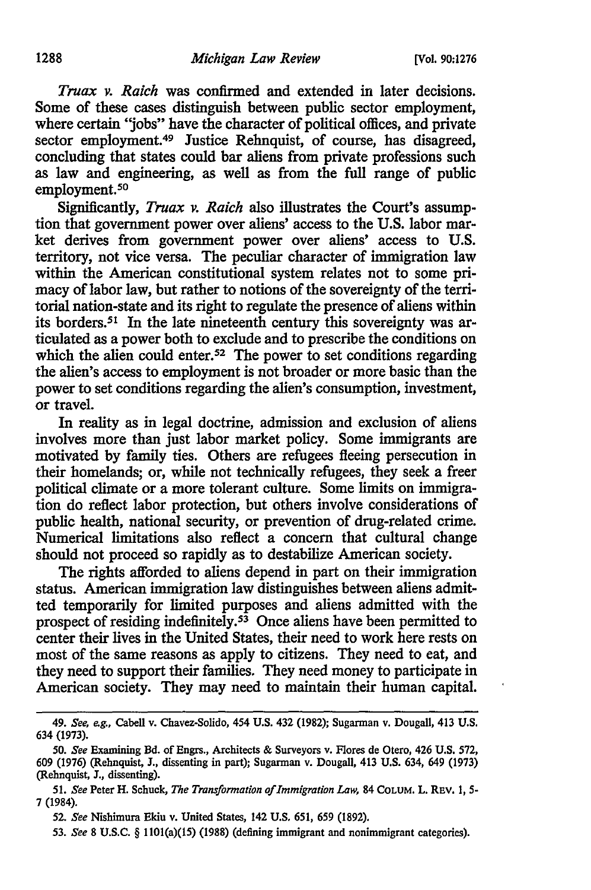*Truax v. Raich* was confirmed and extended in later decisions. Some of these cases distinguish between public sector employment, where certain "jobs" have the character of political offices, and private sector employment.[49] Justice Rehnquist, of course, has disagreed, concluding that states could bar aliens from private professions such as law and engineering, as well as from the full range of public employment.[50]

Significantly, *Truax v. Raich* also illustrates the Court's assumption that government power over aliens' access to the U.S. labor market derives from government power over aliens' access to U.S. territory, not vice versa. The peculiar character of immigration law within the American constitutional system relates not to some primacy of labor law, but rather to notions of the sovereignty of the territorial nation-state and its right to regulate the presence of aliens within its borders.[51] In the late nineteenth century this sovereignty was articulated as a power both to exclude and to prescribe the conditions on which the alien could enter.[52] The power to set conditions regarding the alien's access to employment is not broader or more basic than the power to set conditions regarding the alien's consumption, investment, or travel.

In reality as in legal doctrine, admission and exclusion of aliens involves more than just labor market policy. Some immigrants are motivated by family ties. Others are refugees fleeing persecution in their homelands; or, while not technically refugees, they seek a freer political climate or a more tolerant culture. Some limits on immigration do reflect labor protection, but others involve considerations of public health, national security, or prevention of drug-related crime. Numerical limitations also reflect a concern that cultural change should not proceed so rapidly as to destabilize American society.

The rights afforded to aliens depend in part on their immigration status. American immigration law distinguishes between aliens admitted temporarily for limited purposes and aliens admitted with the prospect of residing indefinitely.[53] Once aliens have been permitted to center their lives in the United States, their need to work here rests on most of the same reasons as apply to citizens. They need to eat, and they need to support their families. They need money to participate in American society. They may need to maintain their human capital.

---

49. *See, e.g.,* Cabell v. Chavez-Solido, 454 U.S. 432 (1982); Sugarman v. Dougall, 413 U.S. 634 (1973).

50. *See* Examining Bd. of Engrs., Architects & Surveyors v. Flores de Otero, 426 U.S. 572, 609 (1976) (Rehnquist, J., dissenting in part); Sugarman v. Dougall, 413 U.S. 634, 649 (1973) (Rehnquist, J., dissenting).

51. *See* Peter H. Schuck, *The Transformation of Immigration Law*, 84 COLUM. L. REV. 1, 5-7 (1984).

52. *See* Nishimura Ekiu v. United States, 142 U.S. 651, 659 (1892).

53. *See* 8 U.S.C. § 1101(a)(15) (1988) (defining immigrant and nonimmigrant categories).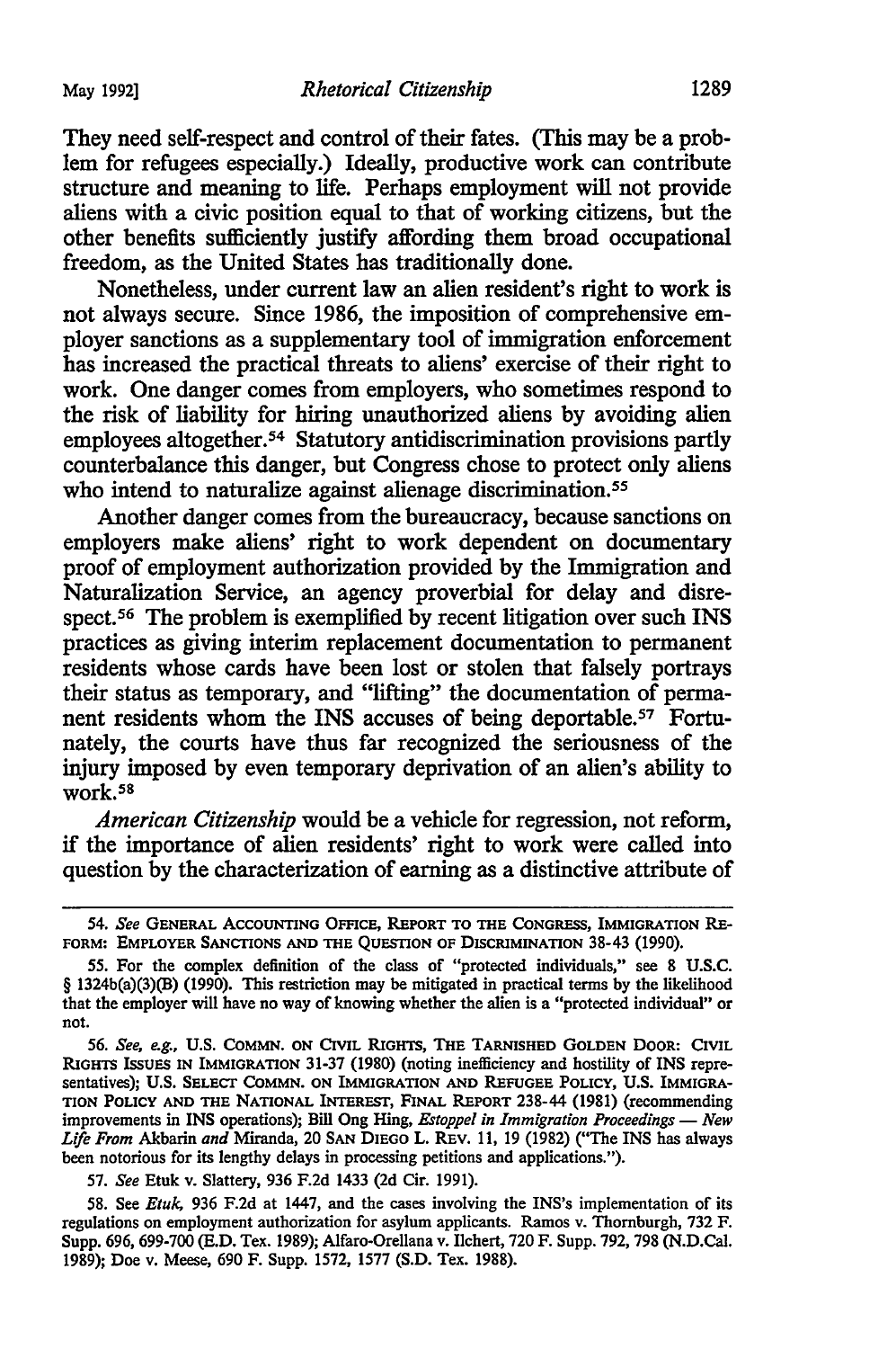They need self-respect and control of their fates. (This may be a problem for refugees especially.) Ideally, productive work can contribute structure and meaning to life. Perhaps employment will not provide aliens with a civic position equal to that of working citizens, but the other benefits sufficiently justify affording them broad occupational freedom, as the United States has traditionally done.

Nonetheless, under current law an alien resident's right to work is not always secure. Since 1986, the imposition of comprehensive employer sanctions as a supplementary tool of immigration enforcement has increased the practical threats to aliens' exercise of their right to work. One danger comes from employers, who sometimes respond to the risk of liability for hiring unauthorized aliens by avoiding alien employees altogether.[54] Statutory antidiscrimination provisions partly counterbalance this danger, but Congress chose to protect only aliens who intend to naturalize against alienage discrimination.[55]

Another danger comes from the bureaucracy, because sanctions on employers make aliens' right to work dependent on documentary proof of employment authorization provided by the Immigration and Naturalization Service, an agency proverbial for delay and disrespect.[56] The problem is exemplified by recent litigation over such INS practices as giving interim replacement documentation to permanent residents whose cards have been lost or stolen that falsely portrays their status as temporary, and "lifting" the documentation of permanent residents whom the INS accuses of being deportable.[57] Fortunately, the courts have thus far recognized the seriousness of the injury imposed by even temporary deprivation of an alien's ability to work.[58]

*American Citizenship* would be a vehicle for regression, not reform, if the importance of alien residents' right to work were called into question by the characterization of earning as a distinctive attribute of

---

54. *See* General Accounting Office, Report to the Congress, Immigration Reform: Employer Sanctions and the Question of Discrimination 38-43 (1990).

55. For the complex definition of the class of "protected individuals," see 8 U.S.C. § 1324b(a)(3)(B) (1990). This restriction may be mitigated in practical terms by the likelihood that the employer will have no way of knowing whether the alien is a "protected individual" or not.

56. *See, e.g.*, U.S. Commn. on Civil Rights, The Tarnished Golden Door: Civil Rights Issues in Immigration 31-37 (1980) (noting inefficiency and hostility of INS representatives); U.S. Select Commn. on Immigration and Refugee Policy, U.S. Immigration Policy and the National Interest, Final Report 238-44 (1981) (recommending improvements in INS operations); Bill Ong Hing, *Estoppel in Immigration Proceedings — New Life From* Akbarin *and* Miranda, 20 San Diego L. Rev. 11, 19 (1982) ("The INS has always been notorious for its lengthy delays in processing petitions and applications.").

57. *See* Etuk v. Slattery, 936 F.2d 1433 (2d Cir. 1991).

58. See *Etuk*, 936 F.2d at 1447, and the cases involving the INS's implementation of its regulations on employment authorization for asylum applicants. Ramos v. Thornburgh, 732 F. Supp. 696, 699-700 (E.D. Tex. 1989); Alfaro-Orellana v. Ilchert, 720 F. Supp. 792, 798 (N.D.Cal. 1989); Doe v. Meese, 690 F. Supp. 1572, 1577 (S.D. Tex. 1988).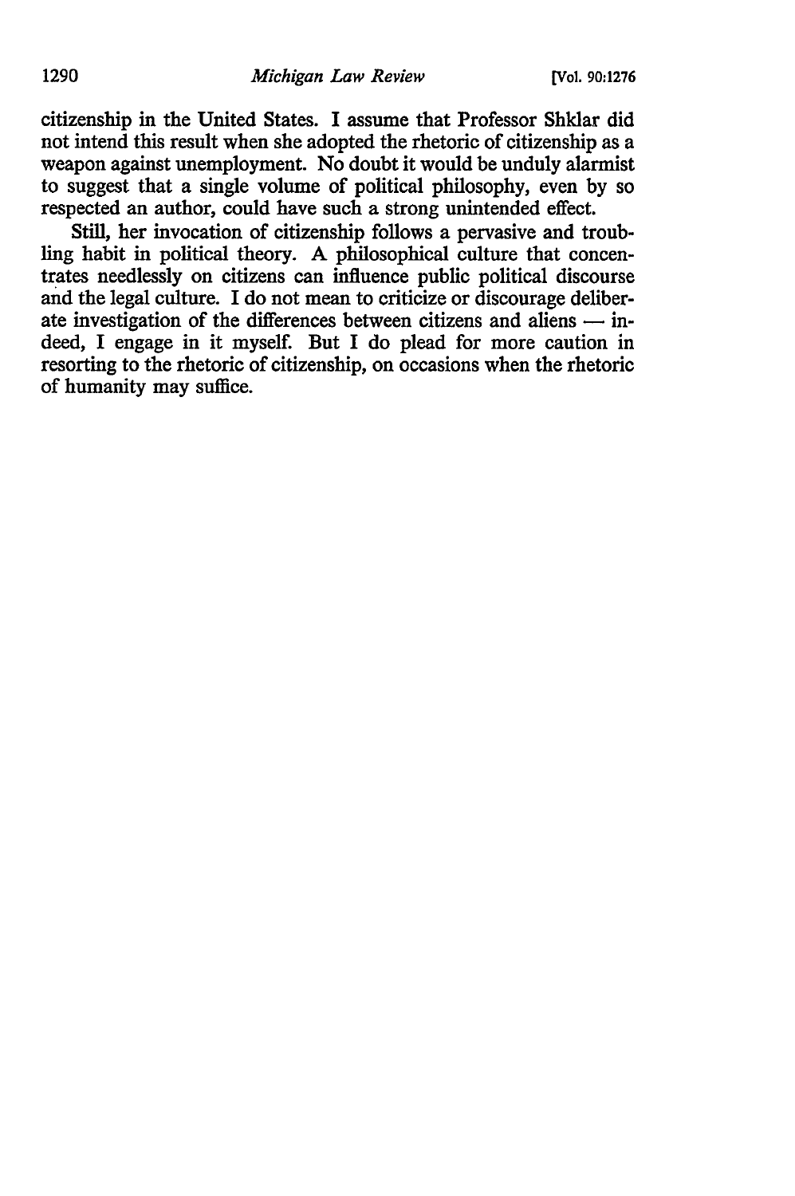citizenship in the United States. I assume that Professor Shklar did not intend this result when she adopted the rhetoric of citizenship as a weapon against unemployment. No doubt it would be unduly alarmist to suggest that a single volume of political philosophy, even by so respected an author, could have such a strong unintended effect.

Still, her invocation of citizenship follows a pervasive and troubling habit in political theory. A philosophical culture that concentrates needlessly on citizens can influence public political discourse and the legal culture. I do not mean to criticize or discourage deliberate investigation of the differences between citizens and aliens — indeed, I engage in it myself. But I do plead for more caution in resorting to the rhetoric of citizenship, on occasions when the rhetoric of humanity may suffice.